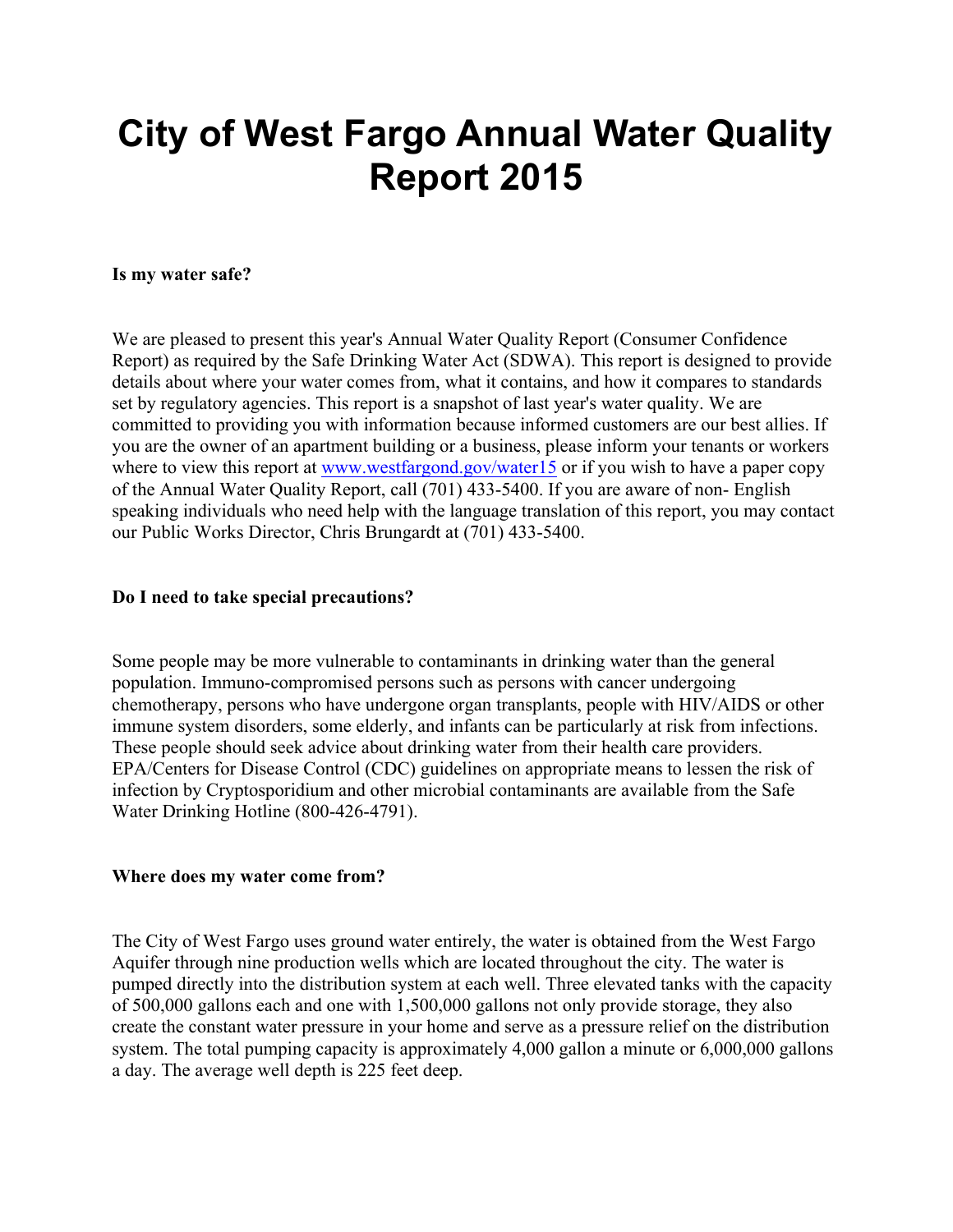# City of West Fargo Annual Water Quality Report 2015

**Is my water safe?**

We are pleased to present this year's Annual Water Quality Report (Consumer Confidence Report) as required by the Safe Drinking Water Act (SDWA). This report is designed to provide details about where your water comes from, what it contains, and how it compares to standards set by regulatory agencies. This report is a snapshot of last year's water quality. We are committed to providing you with information because informed customers are our best allies. If you are the owner of an apartment building or a business, please inform your tenants or workers where to view this report at [www.westfargond.gov/water15](http://www.westfargond.gov/water15) or if you wish to have a paper copy of the Annual Water Quality Report, call (701) 433-5400. If you are aware of non- English speaking individuals who need help with the language translation of this report, you may contact our Public Works Director, Chris Brungardt at (701) 433-5400.

**Do I need to take special precautions?**

Some people may be more vulnerable to contaminants in drinking water than the general population. Immuno-compromised persons such as persons with cancer undergoing chemotherapy, persons who have undergone organ transplants, people with HIV/AIDS or other immune system disorders, some elderly, and infants can be particularly at risk from infections. These people should seek advice about drinking water from their health care providers. EPA/Centers for Disease Control (CDC) guidelines on appropriate means to lessen the risk of infection by Cryptosporidium and other microbial contaminants are available from the Safe Water Drinking Hotline (800-426-4791).

**Where does my water come from?**

The City of West Fargo uses ground water entirely, the water is obtained from the West Fargo Aquifer through nine production wells which are located throughout the city. The water is pumped directly into the distribution system at each well. Three elevated tanks with the capacity of 500,000 gallons each and one with 1,500,000 gallons not only provide storage, they also create the constant water pressure in your home and serve as a pressure relief on the distribution system. The total pumping capacity is approximately 4,000 gallon a minute or 6,000,000 gallons a day. The average well depth is 225 feet deep.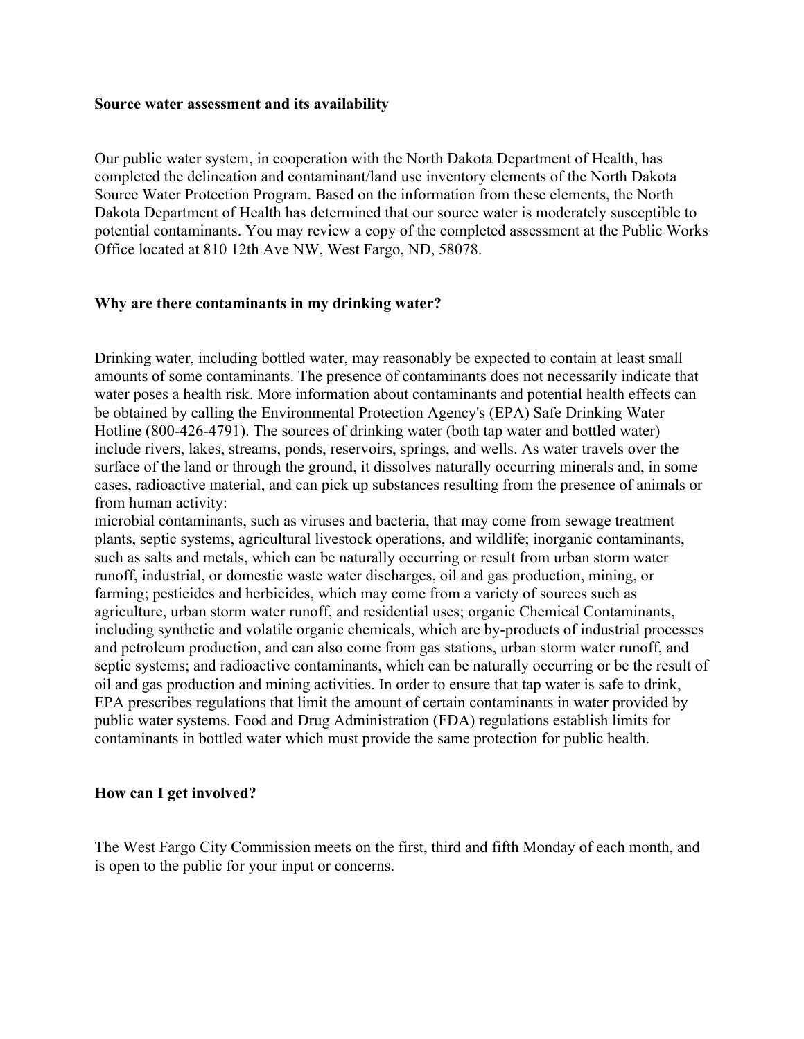**Source water assessment and its availability**

Our public water system, in cooperation with the North Dakota Department of Health, has completed the delineation and contaminant/land use inventory elements of the North Dakota Source Water Protection Program. Based on the information from these elements, the North Dakota Department of Health has determined that our source water is moderately susceptible to potential contaminants. You may review a copy of the completed assessment at the Public Works Office located at 810 12th Ave NW, West Fargo, ND, 58078.

**Why are there contaminants in my drinking water?**

Drinking water, including bottled water, may reasonably be expected to contain at least small amounts of some contaminants. The presence of contaminants does not necessarily indicate that water poses a health risk. More information about contaminants and potential health effects can be obtained by calling the Environmental Protection Agency's (EPA) Safe Drinking Water Hotline (800-426-4791). The sources of drinking water (both tap water and bottled water) include rivers, lakes, streams, ponds, reservoirs, springs, and wells. As water travels over the surface of the land or through the ground, it dissolves naturally occurring minerals and, in some cases, radioactive material, and can pick up substances resulting from the presence of animals or from human activity:
microbial contaminants, such as viruses and bacteria, that may come from sewage treatment plants, septic systems, agricultural livestock operations, and wildlife; inorganic contaminants, such as salts and metals, which can be naturally occurring or result from urban storm water runoff, industrial, or domestic waste water discharges, oil and gas production, mining, or farming; pesticides and herbicides, which may come from a variety of sources such as agriculture, urban storm water runoff, and residential uses; organic Chemical Contaminants, including synthetic and volatile organic chemicals, which are by-products of industrial processes and petroleum production, and can also come from gas stations, urban storm water runoff, and septic systems; and radioactive contaminants, which can be naturally occurring or be the result of oil and gas production and mining activities. In order to ensure that tap water is safe to drink, EPA prescribes regulations that limit the amount of certain contaminants in water provided by public water systems. Food and Drug Administration (FDA) regulations establish limits for contaminants in bottled water which must provide the same protection for public health.

**How can I get involved?**

The West Fargo City Commission meets on the first, third and fifth Monday of each month, and is open to the public for your input or concerns.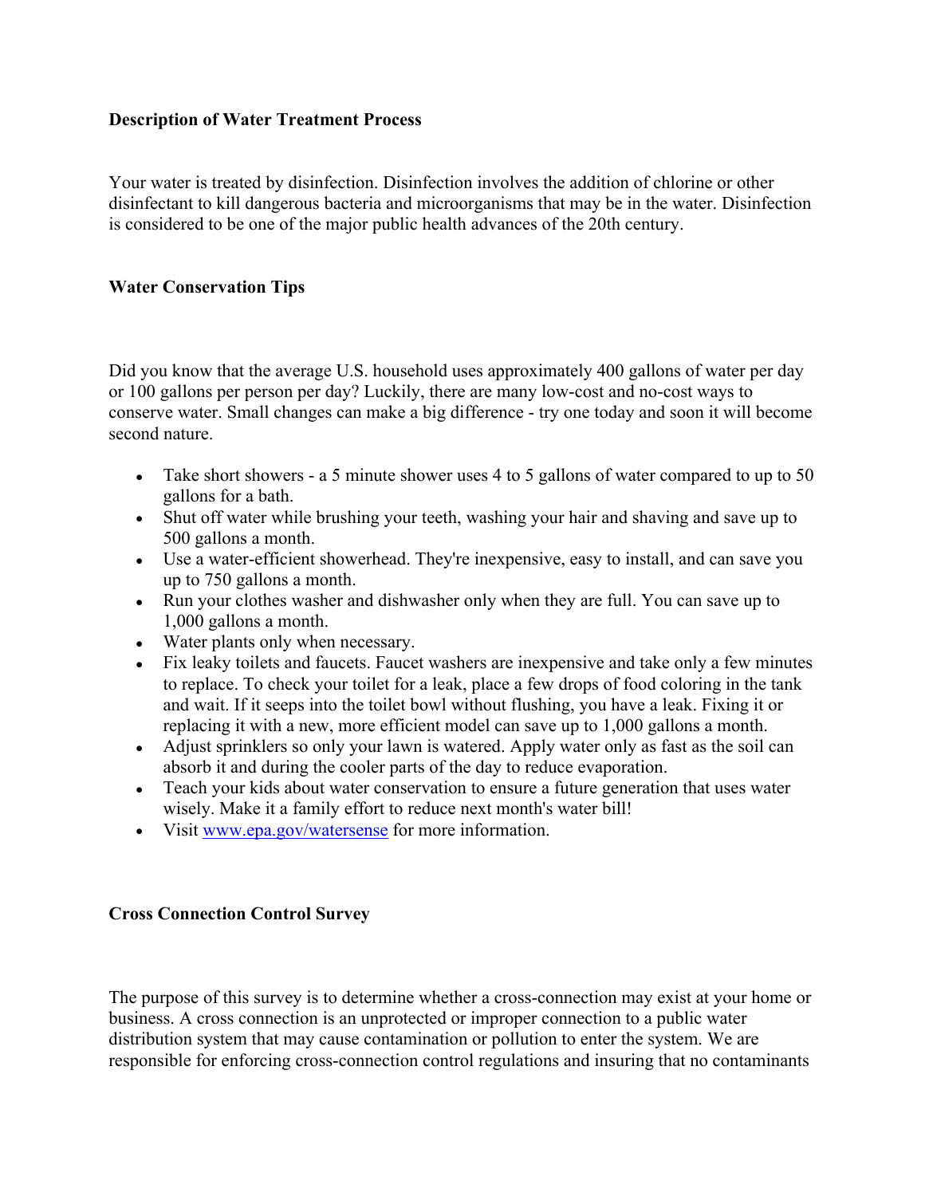**Description of Water Treatment Process**

Your water is treated by disinfection. Disinfection involves the addition of chlorine or other disinfectant to kill dangerous bacteria and microorganisms that may be in the water. Disinfection is considered to be one of the major public health advances of the 20th century.

**Water Conservation Tips**

Did you know that the average U.S. household uses approximately 400 gallons of water per day or 100 gallons per person per day? Luckily, there are many low-cost and no-cost ways to conserve water. Small changes can make a big difference - try one today and soon it will become second nature.

- Take short showers - a 5 minute shower uses 4 to 5 gallons of water compared to up to 50 gallons for a bath.
- Shut off water while brushing your teeth, washing your hair and shaving and save up to 500 gallons a month.
- Use a water-efficient showerhead. They're inexpensive, easy to install, and can save you up to 750 gallons a month.
- Run your clothes washer and dishwasher only when they are full. You can save up to 1,000 gallons a month.
- Water plants only when necessary.
- Fix leaky toilets and faucets. Faucet washers are inexpensive and take only a few minutes to replace. To check your toilet for a leak, place a few drops of food coloring in the tank and wait. If it seeps into the toilet bowl without flushing, you have a leak. Fixing it or replacing it with a new, more efficient model can save up to 1,000 gallons a month.
- Adjust sprinklers so only your lawn is watered. Apply water only as fast as the soil can absorb it and during the cooler parts of the day to reduce evaporation.
- Teach your kids about water conservation to ensure a future generation that uses water wisely. Make it a family effort to reduce next month's water bill!
- Visit [www.epa.gov/watersense](http://www.epa.gov/watersense) for more information.

**Cross Connection Control Survey**

The purpose of this survey is to determine whether a cross-connection may exist at your home or business. A cross connection is an unprotected or improper connection to a public water distribution system that may cause contamination or pollution to enter the system. We are responsible for enforcing cross-connection control regulations and insuring that no contaminants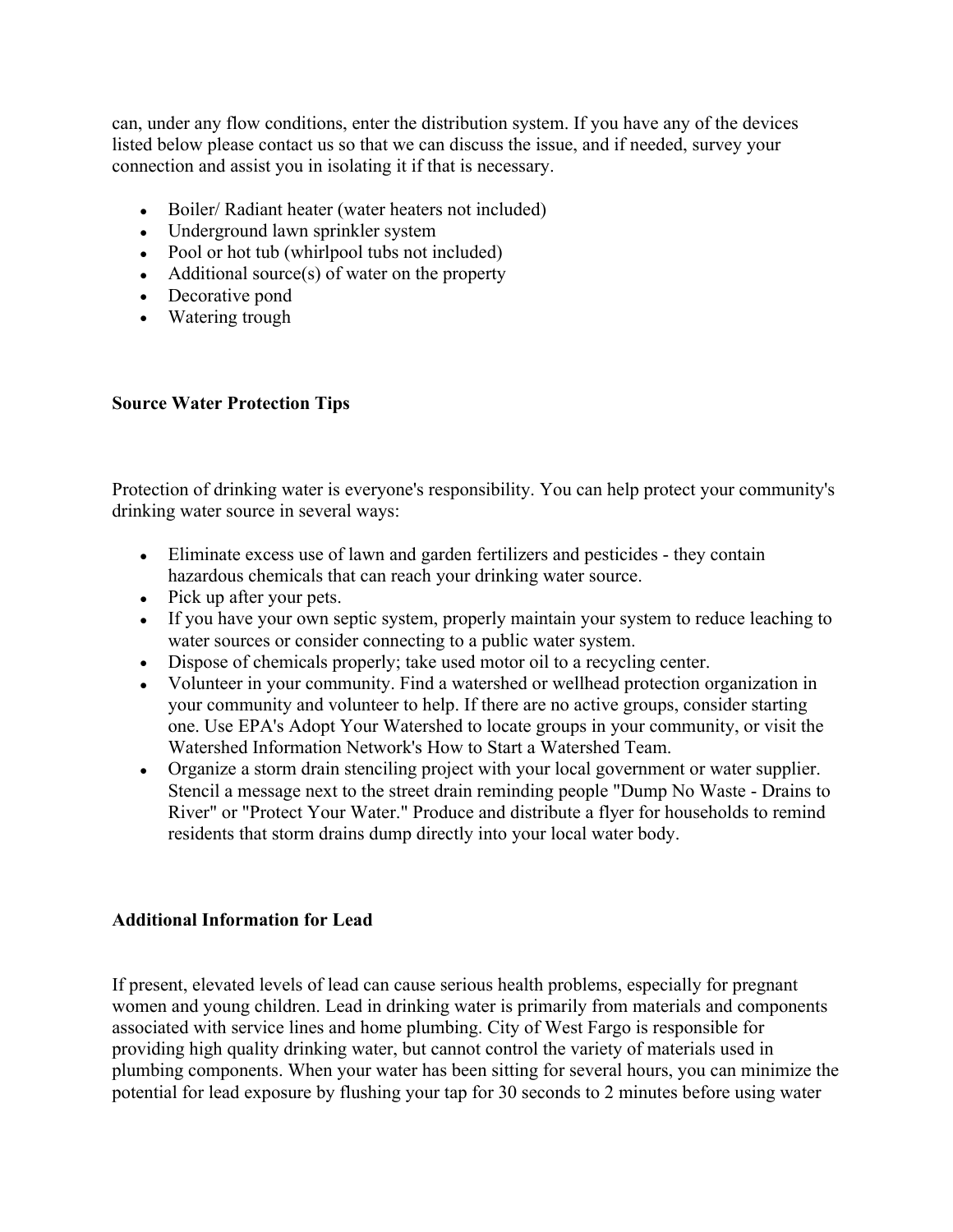can, under any flow conditions, enter the distribution system. If you have any of the devices listed below please contact us so that we can discuss the issue, and if needed, survey your connection and assist you in isolating it if that is necessary.

- Boiler/ Radiant heater (water heaters not included)
- Underground lawn sprinkler system
- Pool or hot tub (whirlpool tubs not included)
- Additional source(s) of water on the property
- Decorative pond
- Watering trough

**Source Water Protection Tips**

Protection of drinking water is everyone's responsibility. You can help protect your community's drinking water source in several ways:

- Eliminate excess use of lawn and garden fertilizers and pesticides - they contain hazardous chemicals that can reach your drinking water source.
- Pick up after your pets.
- If you have your own septic system, properly maintain your system to reduce leaching to water sources or consider connecting to a public water system.
- Dispose of chemicals properly; take used motor oil to a recycling center.
- Volunteer in your community. Find a watershed or wellhead protection organization in your community and volunteer to help. If there are no active groups, consider starting one. Use EPA's Adopt Your Watershed to locate groups in your community, or visit the Watershed Information Network's How to Start a Watershed Team.
- Organize a storm drain stenciling project with your local government or water supplier. Stencil a message next to the street drain reminding people "Dump No Waste - Drains to River" or "Protect Your Water." Produce and distribute a flyer for households to remind residents that storm drains dump directly into your local water body.

**Additional Information for Lead**

If present, elevated levels of lead can cause serious health problems, especially for pregnant women and young children. Lead in drinking water is primarily from materials and components associated with service lines and home plumbing. City of West Fargo is responsible for providing high quality drinking water, but cannot control the variety of materials used in plumbing components. When your water has been sitting for several hours, you can minimize the potential for lead exposure by flushing your tap for 30 seconds to 2 minutes before using water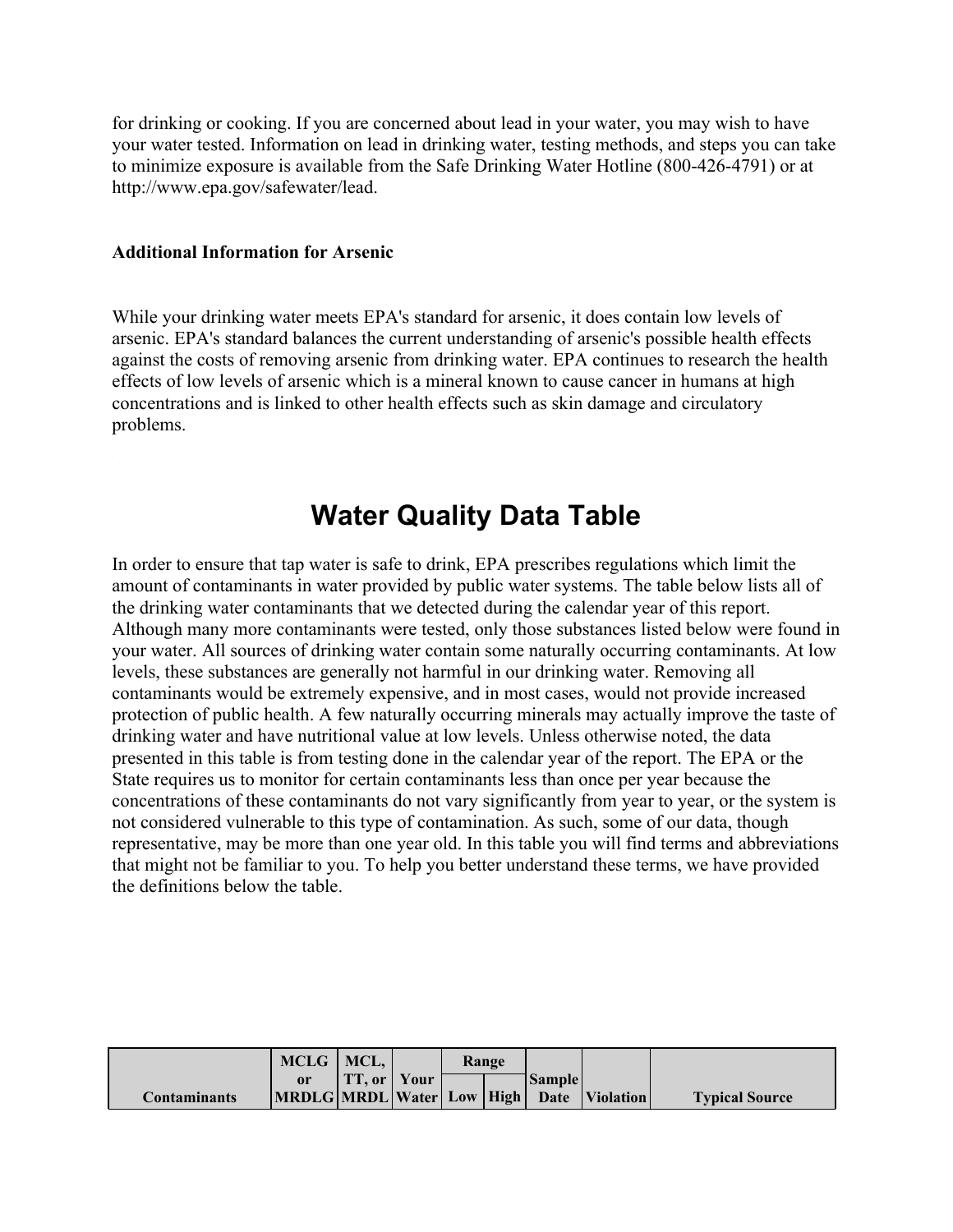for drinking or cooking. If you are concerned about lead in your water, you may wish to have your water tested. Information on lead in drinking water, testing methods, and steps you can take to minimize exposure is available from the Safe Drinking Water Hotline (800-426-4791) or at http://www.epa.gov/safewater/lead.

**Additional Information for Arsenic**

While your drinking water meets EPA's standard for arsenic, it does contain low levels of arsenic. EPA's standard balances the current understanding of arsenic's possible health effects against the costs of removing arsenic from drinking water. EPA continues to research the health effects of low levels of arsenic which is a mineral known to cause cancer in humans at high concentrations and is linked to other health effects such as skin damage and circulatory problems.

# Water Quality Data Table

In order to ensure that tap water is safe to drink, EPA prescribes regulations which limit the amount of contaminants in water provided by public water systems. The table below lists all of the drinking water contaminants that we detected during the calendar year of this report. Although many more contaminants were tested, only those substances listed below were found in your water. All sources of drinking water contain some naturally occurring contaminants. At low levels, these substances are generally not harmful in our drinking water. Removing all contaminants would be extremely expensive, and in most cases, would not provide increased protection of public health. A few naturally occurring minerals may actually improve the taste of drinking water and have nutritional value at low levels. Unless otherwise noted, the data presented in this table is from testing done in the calendar year of the report. The EPA or the State requires us to monitor for certain contaminants less than once per year because the concentrations of these contaminants do not vary significantly from year to year, or the system is not considered vulnerable to this type of contamination. As such, some of our data, though representative, may be more than one year old. In this table you will find terms and abbreviations that might not be familiar to you. To help you better understand these terms, we have provided the definitions below the table.

| Contaminants | MCLG or MRDLG | MCL, TT, or MRDL | Your Water | Range | | Sample Date | Violation | Typical Source |
|---|---|---|---|---|---|---|---|---|
| | | | | Low | High | | | |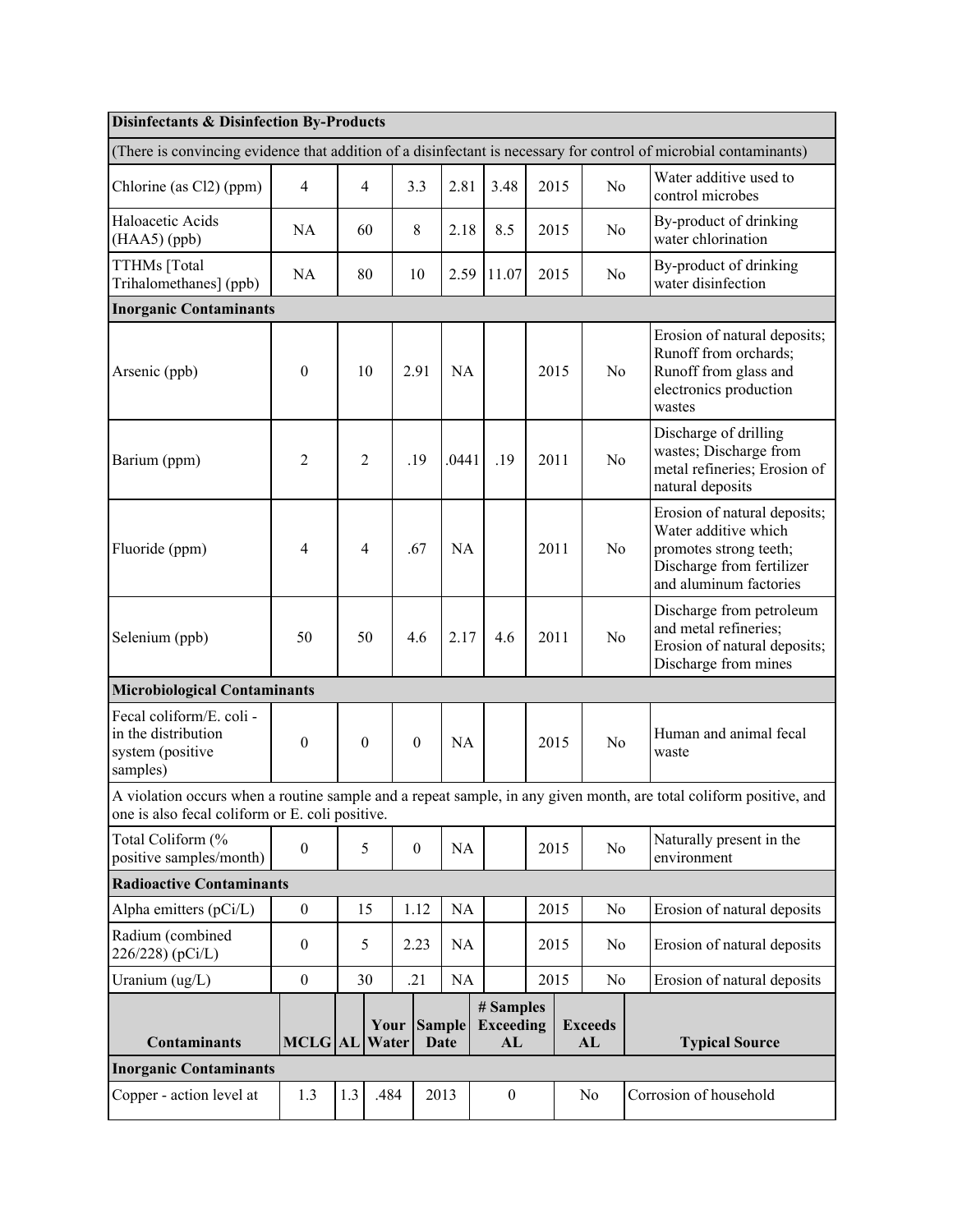| | | | | | | | | |
|---|---|---|---|---|---|---|---|---|
| **Disinfectants & Disinfection By-Products** | | | | | | | | |
| (There is convincing evidence that addition of a disinfectant is necessary for control of microbial contaminants) | | | | | | | | |
| Chlorine (as Cl2) (ppm) | 4 | 4 | 3.3 | 2.81 | 3.48 | 2015 | No | Water additive used to control microbes |
| Haloacetic Acids (HAA5) (ppb) | NA | 60 | 8 | 2.18 | 8.5 | 2015 | No | By-product of drinking water chlorination |
| TTHMs [Total Trihalomethanes] (ppb) | NA | 80 | 10 | 2.59 | 11.07 | 2015 | No | By-product of drinking water disinfection |
| **Inorganic Contaminants** | | | | | | | | |
| Arsenic (ppb) | 0 | 10 | 2.91 | NA | | 2015 | No | Erosion of natural deposits; Runoff from orchards; Runoff from glass and electronics production wastes |
| Barium (ppm) | 2 | 2 | .19 | .0441 | .19 | 2011 | No | Discharge of drilling wastes; Discharge from metal refineries; Erosion of natural deposits |
| Fluoride (ppm) | 4 | 4 | .67 | NA | | 2011 | No | Erosion of natural deposits; Water additive which promotes strong teeth; Discharge from fertilizer and aluminum factories |
| Selenium (ppb) | 50 | 50 | 4.6 | 2.17 | 4.6 | 2011 | No | Discharge from petroleum and metal refineries; Erosion of natural deposits; Discharge from mines |
| **Microbiological Contaminants** | | | | | | | | |
| Fecal coliform/E. coli - in the distribution system (positive samples) | 0 | 0 | 0 | NA | | 2015 | No | Human and animal fecal waste |
| A violation occurs when a routine sample and a repeat sample, in any given month, are total coliform positive, and one is also fecal coliform or E. coli positive. | | | | | | | | |
| Total Coliform (% positive samples/month) | 0 | 5 | 0 | NA | | 2015 | No | Naturally present in the environment |
| **Radioactive Contaminants** | | | | | | | | |
| Alpha emitters (pCi/L) | 0 | 15 | 1.12 | NA | | 2015 | No | Erosion of natural deposits |
| Radium (combined 226/228) (pCi/L) | 0 | 5 | 2.23 | NA | | 2015 | No | Erosion of natural deposits |
| Uranium (ug/L) | 0 | 30 | .21 | NA | | 2015 | No | Erosion of natural deposits |

| Contaminants | MCLG | AL | Your Water | Sample Date | # Samples Exceeding AL | Exceeds AL | Typical Source |
|---|---|---|---|---|---|---|---|
| **Inorganic Contaminants** | | | | | | | |
| Copper - action level at | 1.3 | 1.3 | .484 | 2013 | 0 | No | Corrosion of household |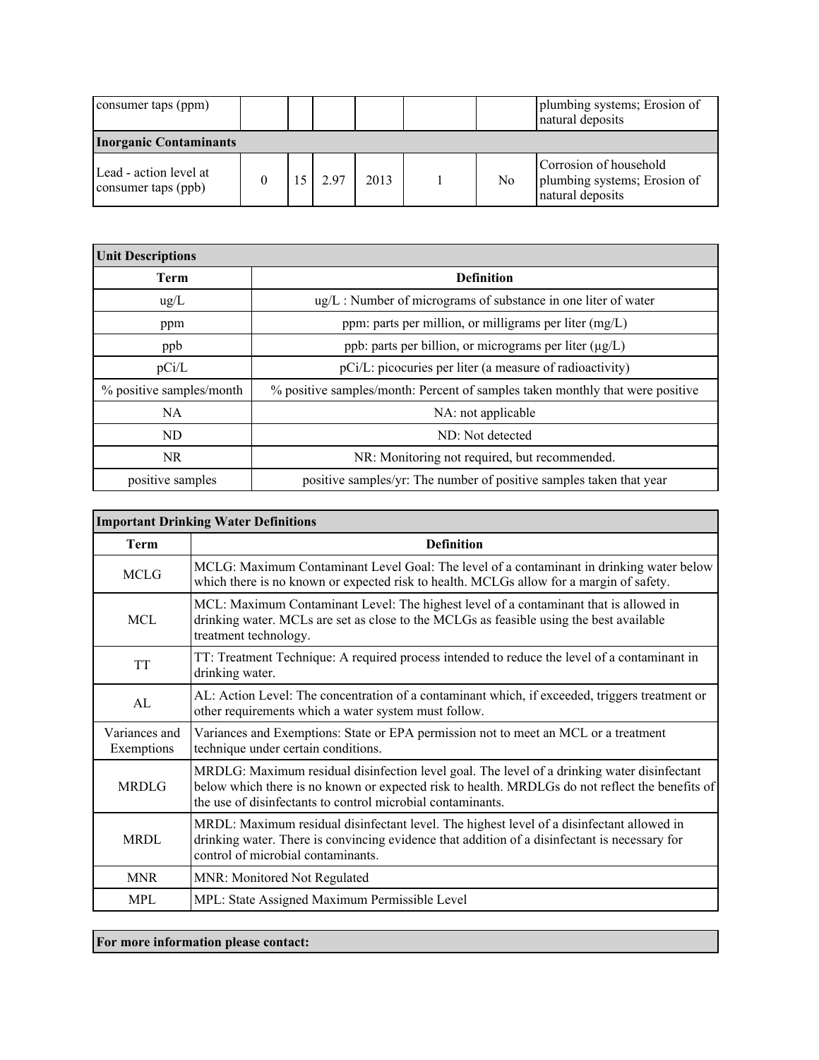| | | | | | | | |
|---|---|---|---|---|---|---|---|
| consumer taps (ppm) | | | | | | | plumbing systems; Erosion of natural deposits |
| **Inorganic Contaminants** | | | | | | | |
| Lead - action level at consumer taps (ppb) | 0 | 15 | 2.97 | 2013 | 1 | No | Corrosion of household plumbing systems; Erosion of natural deposits |

| **Unit Descriptions** | |
|---|---|
| **Term** | **Definition** |
| ug/L | ug/L : Number of micrograms of substance in one liter of water |
| ppm | ppm: parts per million, or milligrams per liter (mg/L) |
| ppb | ppb: parts per billion, or micrograms per liter (μg/L) |
| pCi/L | pCi/L: picocuries per liter (a measure of radioactivity) |
| % positive samples/month | % positive samples/month: Percent of samples taken monthly that were positive |
| NA | NA: not applicable |
| ND | ND: Not detected |
| NR | NR: Monitoring not required, but recommended. |
| positive samples | positive samples/yr: The number of positive samples taken that year |

| **Important Drinking Water Definitions** | |
|---|---|
| **Term** | **Definition** |
| MCLG | MCLG: Maximum Contaminant Level Goal: The level of a contaminant in drinking water below which there is no known or expected risk to health. MCLGs allow for a margin of safety. |
| MCL | MCL: Maximum Contaminant Level: The highest level of a contaminant that is allowed in drinking water. MCLs are set as close to the MCLGs as feasible using the best available treatment technology. |
| TT | TT: Treatment Technique: A required process intended to reduce the level of a contaminant in drinking water. |
| AL | AL: Action Level: The concentration of a contaminant which, if exceeded, triggers treatment or other requirements which a water system must follow. |
| Variances and Exemptions | Variances and Exemptions: State or EPA permission not to meet an MCL or a treatment technique under certain conditions. |
| MRDLG | MRDLG: Maximum residual disinfection level goal. The level of a drinking water disinfectant below which there is no known or expected risk to health. MRDLGs do not reflect the benefits of the use of disinfectants to control microbial contaminants. |
| MRDL | MRDL: Maximum residual disinfectant level. The highest level of a disinfectant allowed in drinking water. There is convincing evidence that addition of a disinfectant is necessary for control of microbial contaminants. |
| MNR | MNR: Monitored Not Regulated |
| MPL | MPL: State Assigned Maximum Permissible Level |

**For more information please contact:**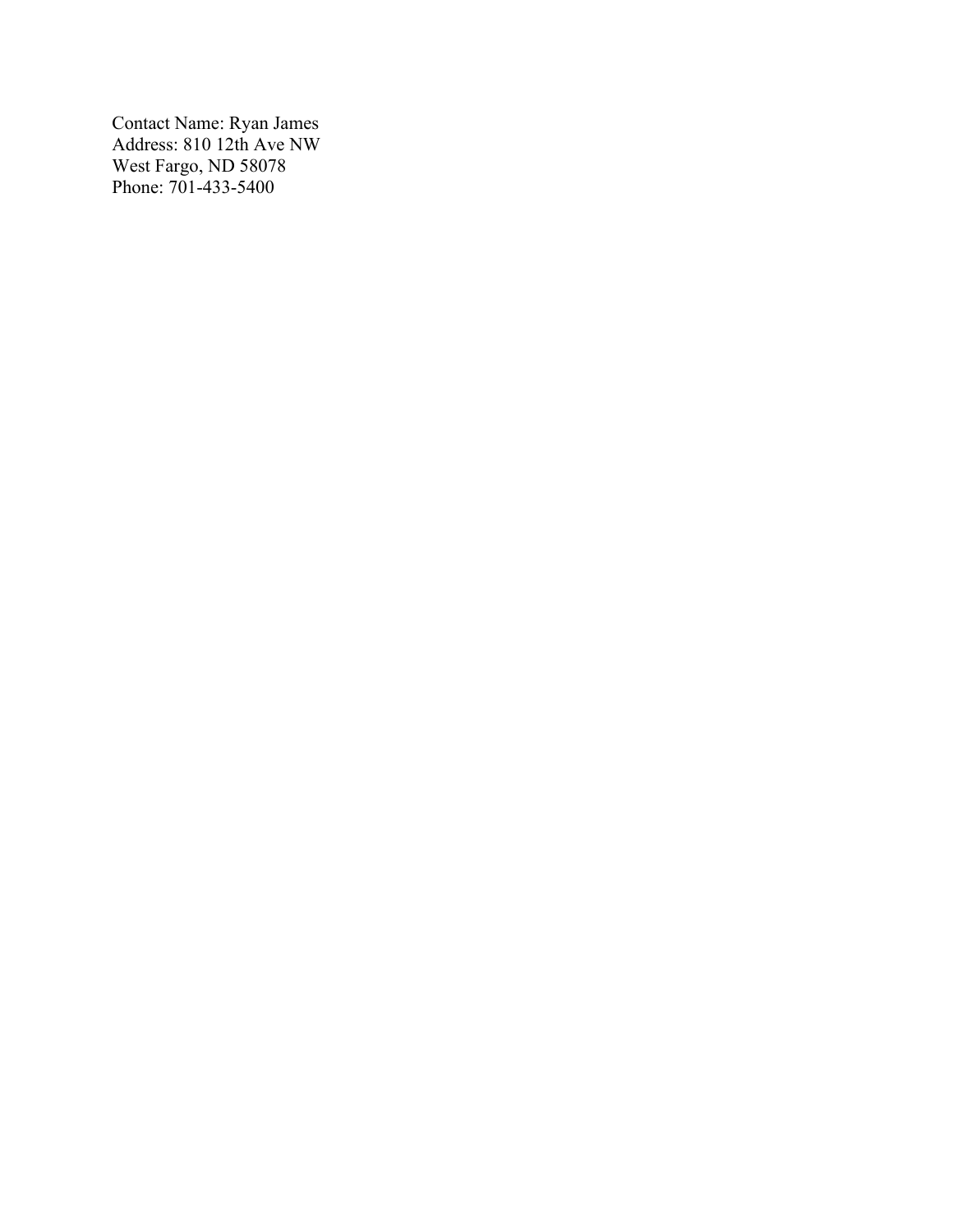Contact Name: Ryan James
Address: 810 12th Ave NW
West Fargo, ND 58078
Phone: 701-433-5400